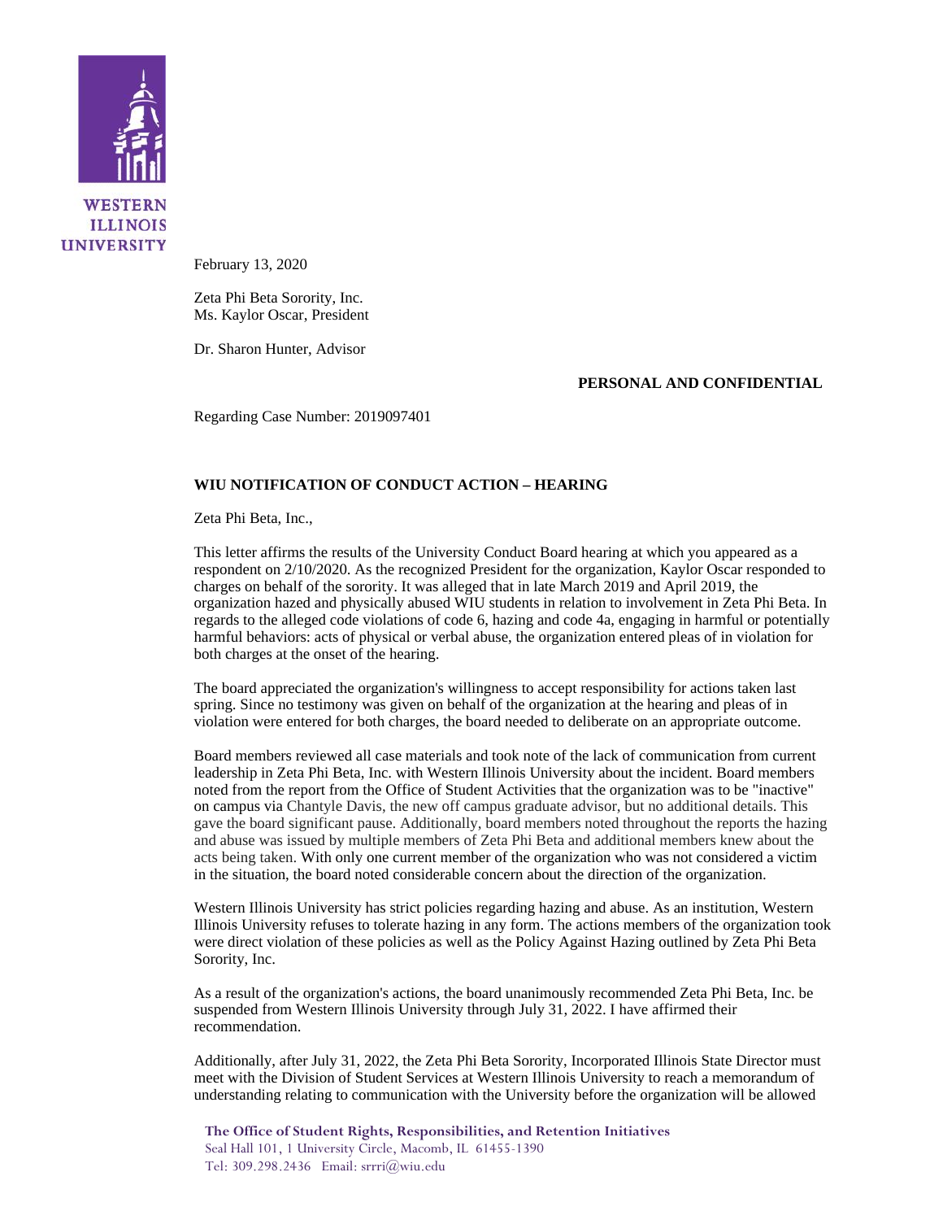WESTERN ILLINOIS UNIVERSITY

February 13, 2020

Zeta Phi Beta Sorority, Inc.
Ms. Kaylor Oscar, President

Dr. Sharon Hunter, Advisor

**PERSONAL AND CONFIDENTIAL**

Regarding Case Number: 2019097401

**WIU NOTIFICATION OF CONDUCT ACTION – HEARING**

Zeta Phi Beta, Inc.,

This letter affirms the results of the University Conduct Board hearing at which you appeared as a respondent on 2/10/2020. As the recognized President for the organization, Kaylor Oscar responded to charges on behalf of the sorority. It was alleged that in late March 2019 and April 2019, the organization hazed and physically abused WIU students in relation to involvement in Zeta Phi Beta. In regards to the alleged code violations of code 6, hazing and code 4a, engaging in harmful or potentially harmful behaviors: acts of physical or verbal abuse, the organization entered pleas of in violation for both charges at the onset of the hearing.

The board appreciated the organization's willingness to accept responsibility for actions taken last spring. Since no testimony was given on behalf of the organization at the hearing and pleas of in violation were entered for both charges, the board needed to deliberate on an appropriate outcome.

Board members reviewed all case materials and took note of the lack of communication from current leadership in Zeta Phi Beta, Inc. with Western Illinois University about the incident. Board members noted from the report from the Office of Student Activities that the organization was to be "inactive" on campus via Chantyle Davis, the new off campus graduate advisor, but no additional details. This gave the board significant pause. Additionally, board members noted throughout the reports the hazing and abuse was issued by multiple members of Zeta Phi Beta and additional members knew about the acts being taken. With only one current member of the organization who was not considered a victim in the situation, the board noted considerable concern about the direction of the organization.

Western Illinois University has strict policies regarding hazing and abuse. As an institution, Western Illinois University refuses to tolerate hazing in any form. The actions members of the organization took were direct violation of these policies as well as the Policy Against Hazing outlined by Zeta Phi Beta Sorority, Inc.

As a result of the organization's actions, the board unanimously recommended Zeta Phi Beta, Inc. be suspended from Western Illinois University through July 31, 2022. I have affirmed their recommendation.

Additionally, after July 31, 2022, the Zeta Phi Beta Sorority, Incorporated Illinois State Director must meet with the Division of Student Services at Western Illinois University to reach a memorandum of understanding relating to communication with the University before the organization will be allowed

**The Office of Student Rights, Responsibilities, and Retention Initiatives**
Seal Hall 101, 1 University Circle, Macomb, IL 61455-1390
Tel: 309.298.2436 Email: srrri@wiu.edu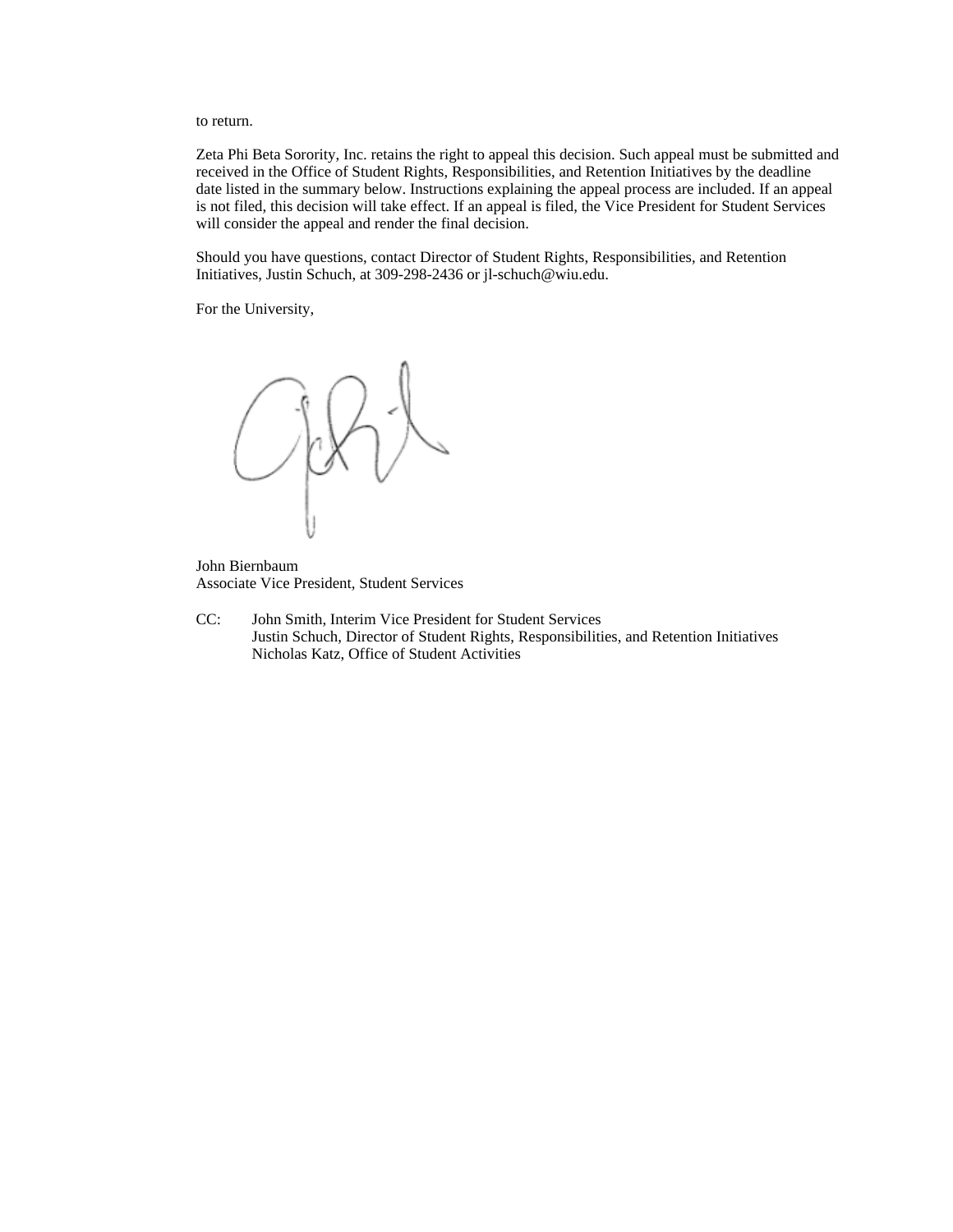to return.

Zeta Phi Beta Sorority, Inc. retains the right to appeal this decision. Such appeal must be submitted and received in the Office of Student Rights, Responsibilities, and Retention Initiatives by the deadline date listed in the summary below. Instructions explaining the appeal process are included. If an appeal is not filed, this decision will take effect. If an appeal is filed, the Vice President for Student Services will consider the appeal and render the final decision.

Should you have questions, contact Director of Student Rights, Responsibilities, and Retention Initiatives, Justin Schuch, at 309-298-2436 or jl-schuch@wiu.edu.

For the University,

John Biernbaum
Associate Vice President, Student Services

CC: John Smith, Interim Vice President for Student Services
Justin Schuch, Director of Student Rights, Responsibilities, and Retention Initiatives
Nicholas Katz, Office of Student Activities